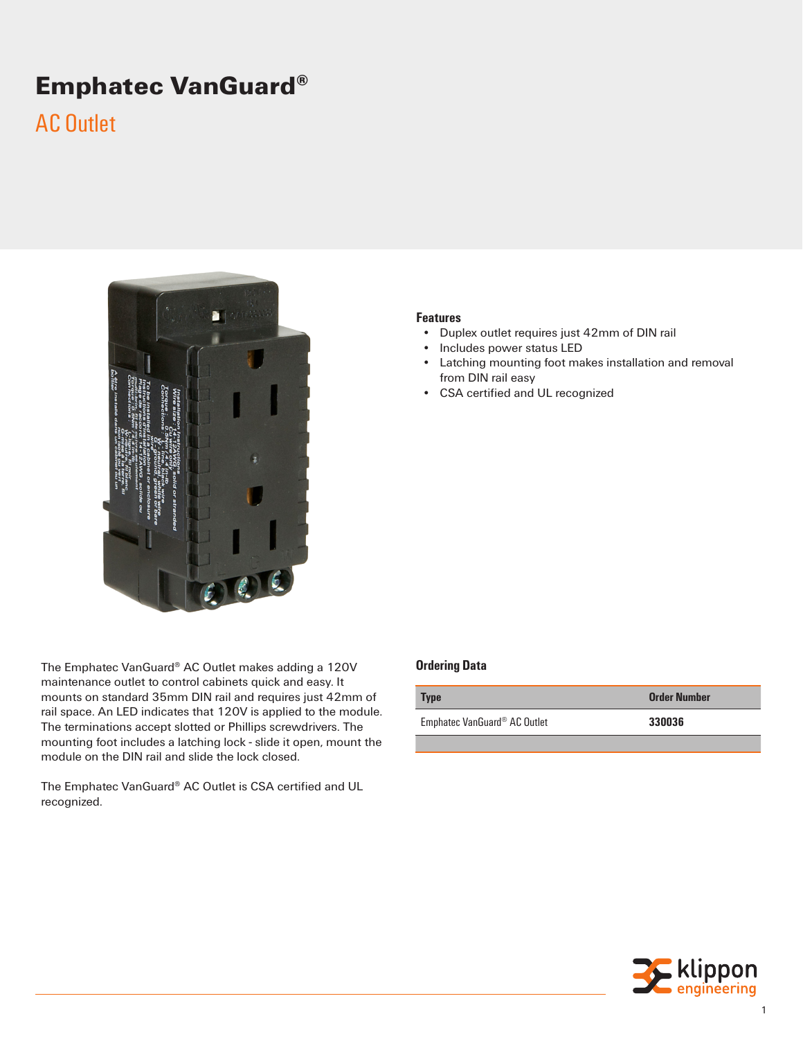# Emphatec VanGuard®

## AC Outlet

### Features

- Duplex outlet requires just 42mm of DIN rail
- Includes power status LED
- Latching mounting foot makes installation and removal from DIN rail easy
- CSA certified and UL recognized

The Emphatec VanGuard® AC Outlet makes adding a 120V maintenance outlet to control cabinets quick and easy. It mounts on standard 35mm DIN rail and requires just 42mm of rail space. An LED indicates that 120V is applied to the module. The terminations accept slotted or Phillips screwdrivers. The mounting foot includes a latching lock - slide it open, mount the module on the DIN rail and slide the lock closed.

The Emphatec VanGuard® AC Outlet is CSA certified and UL recognized.

### Ordering Data

| Type | Order Number |
| --- | --- |
| Emphatec VanGuard® AC Outlet | **330036** |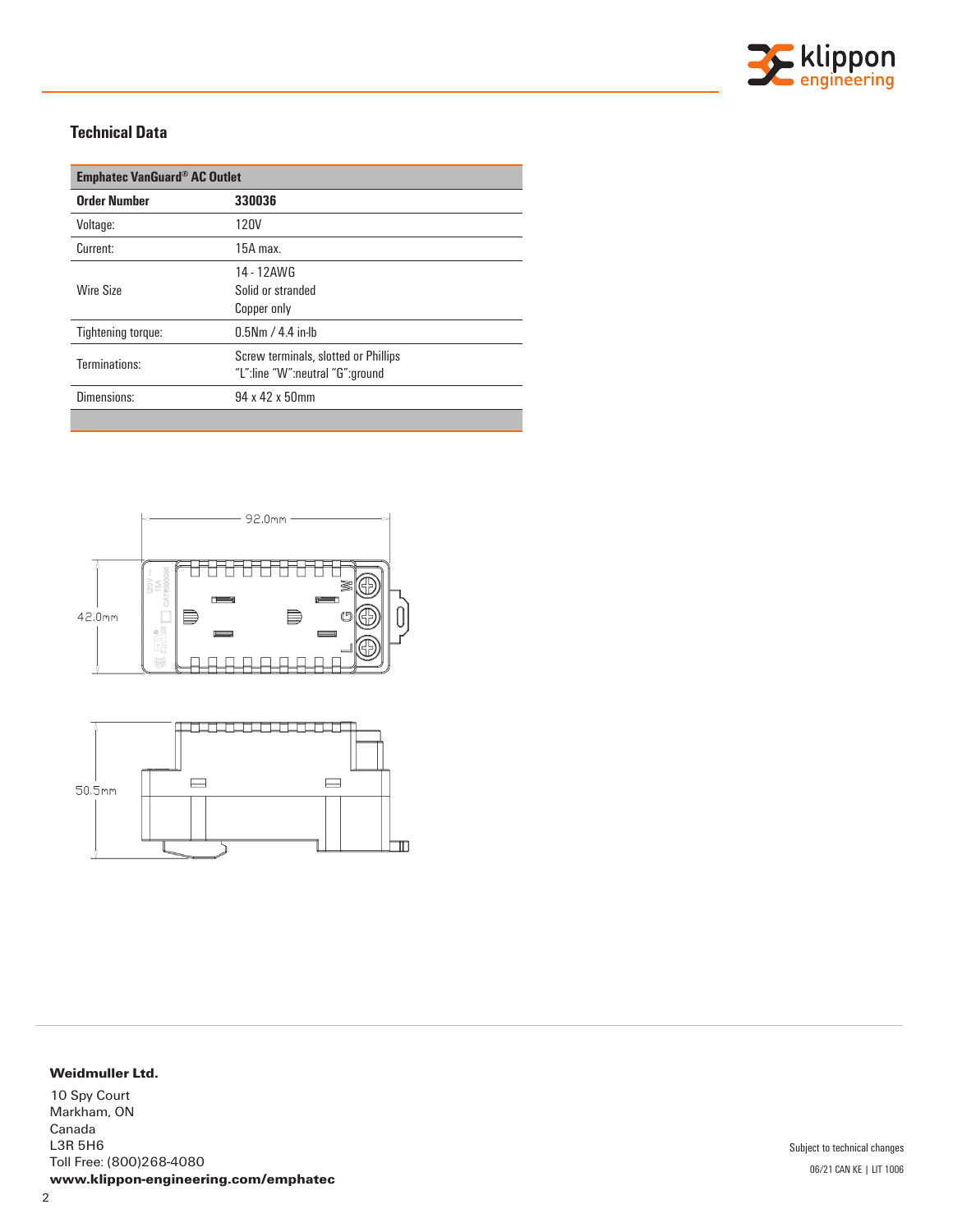## Technical Data

| Emphatec VanGuard® AC Outlet | |
|---|---|
| **Order Number** | **330036** |
| Voltage: | 120V |
| Current: | 15A max. |
| Wire Size | 14 - 12AWG<br>Solid or stranded<br>Copper only |
| Tightening torque: | 0.5Nm / 4.4 in-lb |
| Terminations: | Screw terminals, slotted or Phillips<br>"L":line "W":neutral "G":ground |
| Dimensions: | 94 x 42 x 50mm |

92.0mm

42.0mm

50.5mm

**Weidmuller Ltd.**

10 Spy Court
Markham, ON
Canada
L3R 5H6
Toll Free: (800)268-4080
**www.klippon-engineering.com/emphatec**

Subject to technical changes

06/21 CAN KE | LIT 1006